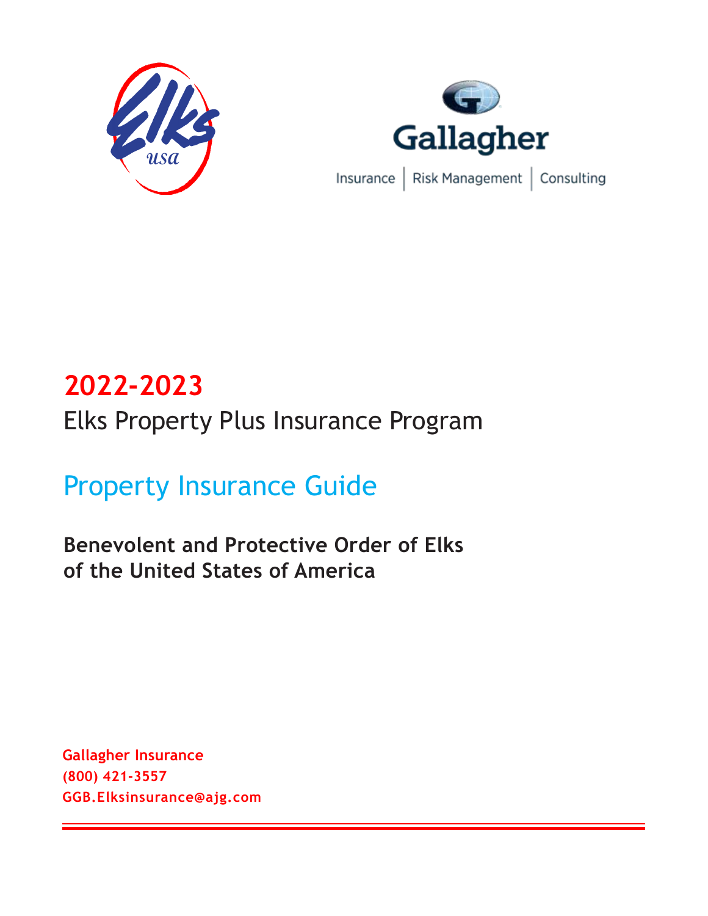Insurance | Risk Management | Consulting

# 2022-2023

## Elks Property Plus Insurance Program

## Property Insurance Guide

**Benevolent and Protective Order of Elks of the United States of America**

**Gallagher Insurance**
**(800) 421-3557**
**GGB.Elksinsurance@ajg.com**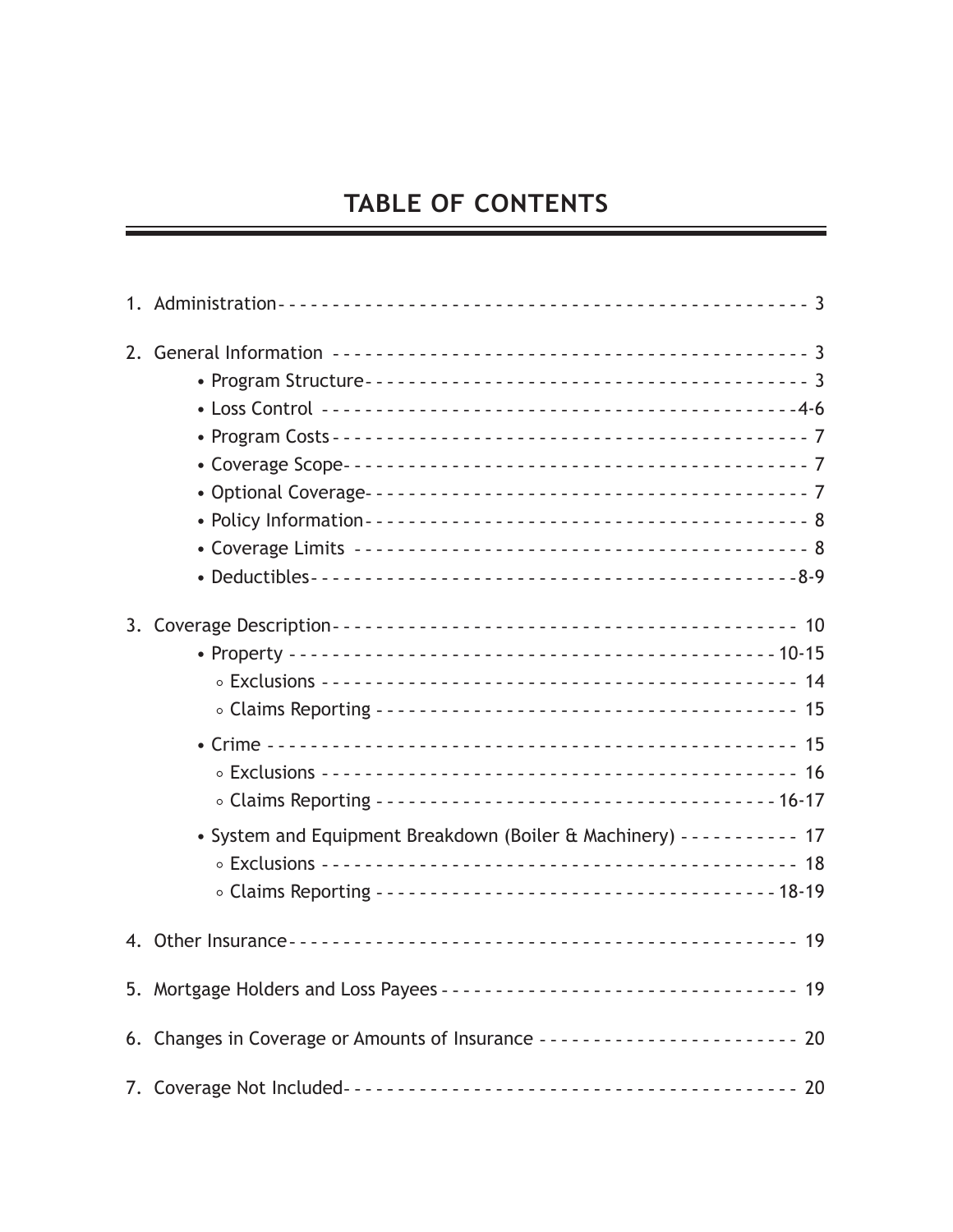# TABLE OF CONTENTS

1. Administration ------------------------------------------------ 3

2. General Information ------------------------------------------- 3
   - Program Structure ------------------------------------------- 3
   - Loss Control ----------------------------------------------- 4-6
   - Program Costs ----------------------------------------------- 7
   - Coverage Scope ---------------------------------------------- 7
   - Optional Coverage ------------------------------------------- 7
   - Policy Information ------------------------------------------ 8
   - Coverage Limits --------------------------------------------- 8
   - Deductibles ----------------------------------------------- 8-9

3. Coverage Description ------------------------------------------ 10
   - Property ----------------------------------------------- 10-15
     - Exclusions --------------------------------------------- 14
     - Claims Reporting --------------------------------------- 15
   - Crime ---------------------------------------------------- 15
     - Exclusions --------------------------------------------- 16
     - Claims Reporting ------------------------------------ 16-17
   - System and Equipment Breakdown (Boiler & Machinery) ------- 17
     - Exclusions --------------------------------------------- 18
     - Claims Reporting ------------------------------------ 18-19

4. Other Insurance ----------------------------------------------- 19

5. Mortgage Holders and Loss Payees ------------------------------ 19

6. Changes in Coverage or Amounts of Insurance ------------------- 20

7. Coverage Not Included ----------------------------------------- 20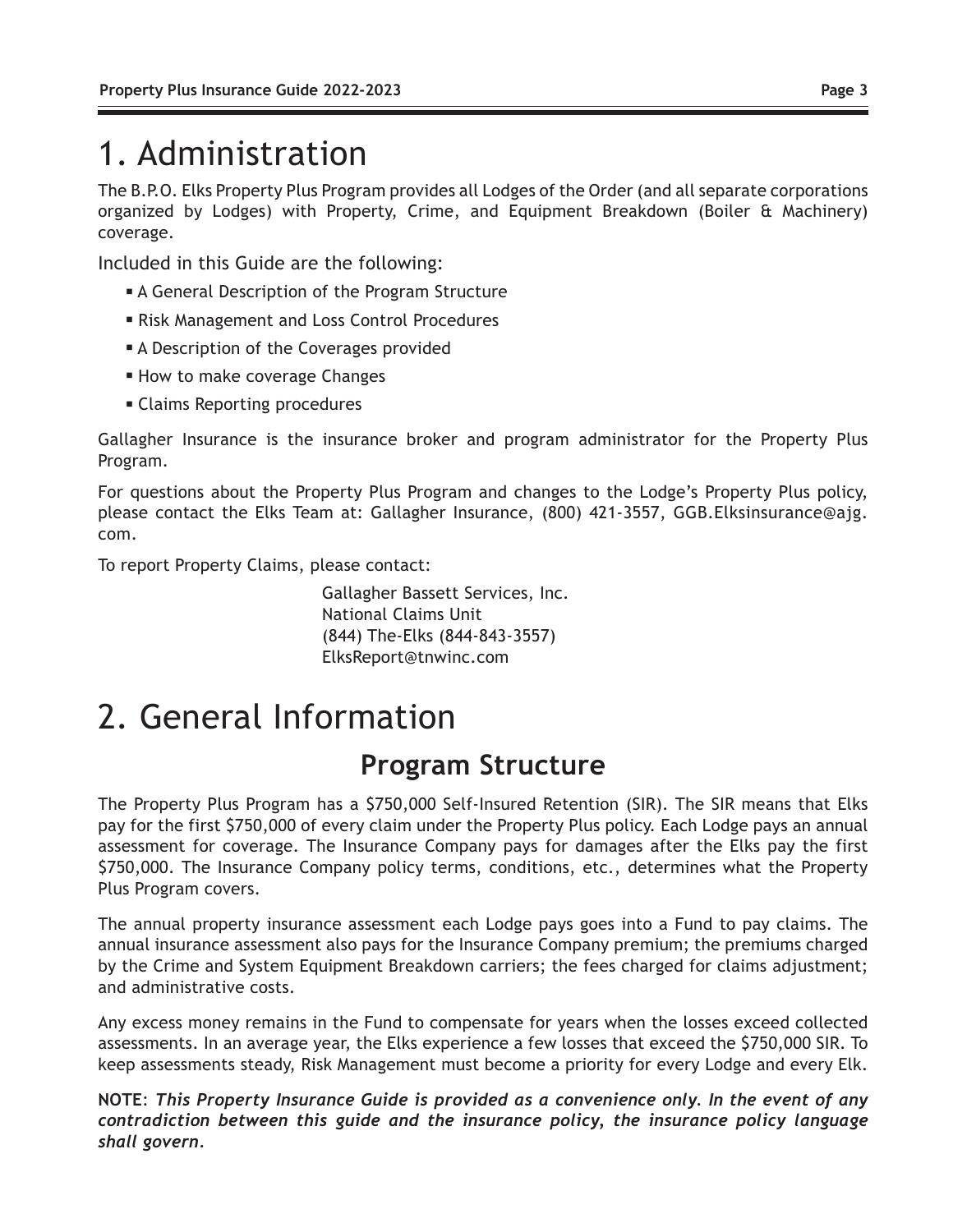# 1. Administration

The B.P.O. Elks Property Plus Program provides all Lodges of the Order (and all separate corporations organized by Lodges) with Property, Crime, and Equipment Breakdown (Boiler & Machinery) coverage.

Included in this Guide are the following:

- A General Description of the Program Structure
- Risk Management and Loss Control Procedures
- A Description of the Coverages provided
- How to make coverage Changes
- Claims Reporting procedures

Gallagher Insurance is the insurance broker and program administrator for the Property Plus Program.

For questions about the Property Plus Program and changes to the Lodge's Property Plus policy, please contact the Elks Team at: Gallagher Insurance, (800) 421-3557, GGB.Elksinsurance@ajg.com.

To report Property Claims, please contact:

Gallagher Bassett Services, Inc.
National Claims Unit
(844) The-Elks (844-843-3557)
ElksReport@tnwinc.com

# 2. General Information

## Program Structure

The Property Plus Program has a $750,000 Self-Insured Retention (SIR). The SIR means that Elks pay for the first $750,000 of every claim under the Property Plus policy. Each Lodge pays an annual assessment for coverage. The Insurance Company pays for damages after the Elks pay the first $750,000. The Insurance Company policy terms, conditions, etc., determines what the Property Plus Program covers.

The annual property insurance assessment each Lodge pays goes into a Fund to pay claims. The annual insurance assessment also pays for the Insurance Company premium; the premiums charged by the Crime and System Equipment Breakdown carriers; the fees charged for claims adjustment; and administrative costs.

Any excess money remains in the Fund to compensate for years when the losses exceed collected assessments. In an average year, the Elks experience a few losses that exceed the $750,000 SIR. To keep assessments steady, Risk Management must become a priority for every Lodge and every Elk.

**NOTE**: ***This Property Insurance Guide is provided as a convenience only. In the event of any contradiction between this guide and the insurance policy, the insurance policy language shall govern.***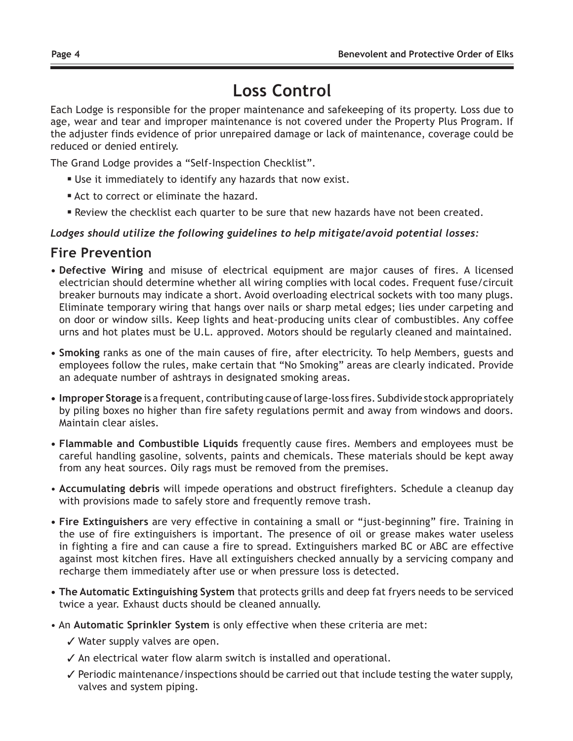# Loss Control

Each Lodge is responsible for the proper maintenance and safekeeping of its property. Loss due to age, wear and tear and improper maintenance is not covered under the Property Plus Program. If the adjuster finds evidence of prior unrepaired damage or lack of maintenance, coverage could be reduced or denied entirely.

The Grand Lodge provides a “Self-Inspection Checklist”.

- Use it immediately to identify any hazards that now exist.
- Act to correct or eliminate the hazard.
- Review the checklist each quarter to be sure that new hazards have not been created.

***Lodges should utilize the following guidelines to help mitigate/avoid potential losses:***

## Fire Prevention

- **Defective Wiring** and misuse of electrical equipment are major causes of fires. A licensed electrician should determine whether all wiring complies with local codes. Frequent fuse/circuit breaker burnouts may indicate a short. Avoid overloading electrical sockets with too many plugs. Eliminate temporary wiring that hangs over nails or sharp metal edges; lies under carpeting and on door or window sills. Keep lights and heat-producing units clear of combustibles. Any coffee urns and hot plates must be U.L. approved. Motors should be regularly cleaned and maintained.
- **Smoking** ranks as one of the main causes of fire, after electricity. To help Members, guests and employees follow the rules, make certain that “No Smoking” areas are clearly indicated. Provide an adequate number of ashtrays in designated smoking areas.
- **Improper Storage** is a frequent, contributing cause of large-loss fires. Subdivide stock appropriately by piling boxes no higher than fire safety regulations permit and away from windows and doors. Maintain clear aisles.
- **Flammable and Combustible Liquids** frequently cause fires. Members and employees must be careful handling gasoline, solvents, paints and chemicals. These materials should be kept away from any heat sources. Oily rags must be removed from the premises.
- **Accumulating debris** will impede operations and obstruct firefighters. Schedule a cleanup day with provisions made to safely store and frequently remove trash.
- **Fire Extinguishers** are very effective in containing a small or “just-beginning” fire. Training in the use of fire extinguishers is important. The presence of oil or grease makes water useless in fighting a fire and can cause a fire to spread. Extinguishers marked BC or ABC are effective against most kitchen fires. Have all extinguishers checked annually by a servicing company and recharge them immediately after use or when pressure loss is detected.
- **The Automatic Extinguishing System** that protects grills and deep fat fryers needs to be serviced twice a year. Exhaust ducts should be cleaned annually.
- An **Automatic Sprinkler System** is only effective when these criteria are met:
  - ✓ Water supply valves are open.
  - ✓ An electrical water flow alarm switch is installed and operational.
  - ✓ Periodic maintenance/inspections should be carried out that include testing the water supply, valves and system piping.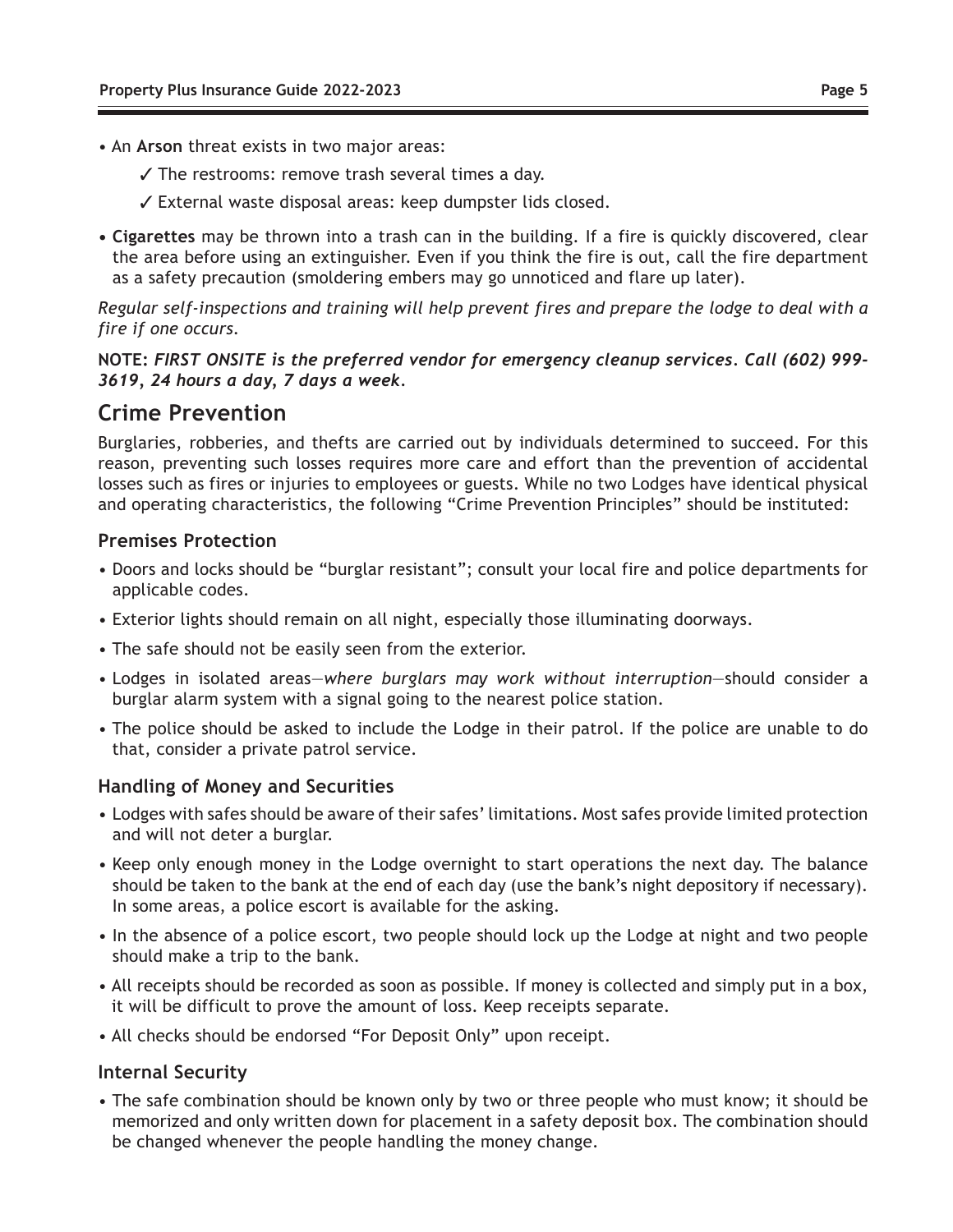- An **Arson** threat exists in two major areas:
  - ✓ The restrooms: remove trash several times a day.
  - ✓ External waste disposal areas: keep dumpster lids closed.
- **Cigarettes** may be thrown into a trash can in the building. If a fire is quickly discovered, clear the area before using an extinguisher. Even if you think the fire is out, call the fire department as a safety precaution (smoldering embers may go unnoticed and flare up later).

*Regular self-inspections and training will help prevent fires and prepare the lodge to deal with a fire if one occurs.*

**NOTE:** ***FIRST ONSITE is the preferred vendor for emergency cleanup services. Call (602) 999-3619, 24 hours a day, 7 days a week.***

## Crime Prevention

Burglaries, robberies, and thefts are carried out by individuals determined to succeed. For this reason, preventing such losses requires more care and effort than the prevention of accidental losses such as fires or injuries to employees or guests. While no two Lodges have identical physical and operating characteristics, the following "Crime Prevention Principles" should be instituted:

### Premises Protection

- Doors and locks should be "burglar resistant"; consult your local fire and police departments for applicable codes.
- Exterior lights should remain on all night, especially those illuminating doorways.
- The safe should not be easily seen from the exterior.
- Lodges in isolated areas—*where burglars may work without interruption*—should consider a burglar alarm system with a signal going to the nearest police station.
- The police should be asked to include the Lodge in their patrol. If the police are unable to do that, consider a private patrol service.

### Handling of Money and Securities

- Lodges with safes should be aware of their safes' limitations. Most safes provide limited protection and will not deter a burglar.
- Keep only enough money in the Lodge overnight to start operations the next day. The balance should be taken to the bank at the end of each day (use the bank's night depository if necessary). In some areas, a police escort is available for the asking.
- In the absence of a police escort, two people should lock up the Lodge at night and two people should make a trip to the bank.
- All receipts should be recorded as soon as possible. If money is collected and simply put in a box, it will be difficult to prove the amount of loss. Keep receipts separate.
- All checks should be endorsed "For Deposit Only" upon receipt.

### Internal Security

- The safe combination should be known only by two or three people who must know; it should be memorized and only written down for placement in a safety deposit box. The combination should be changed whenever the people handling the money change.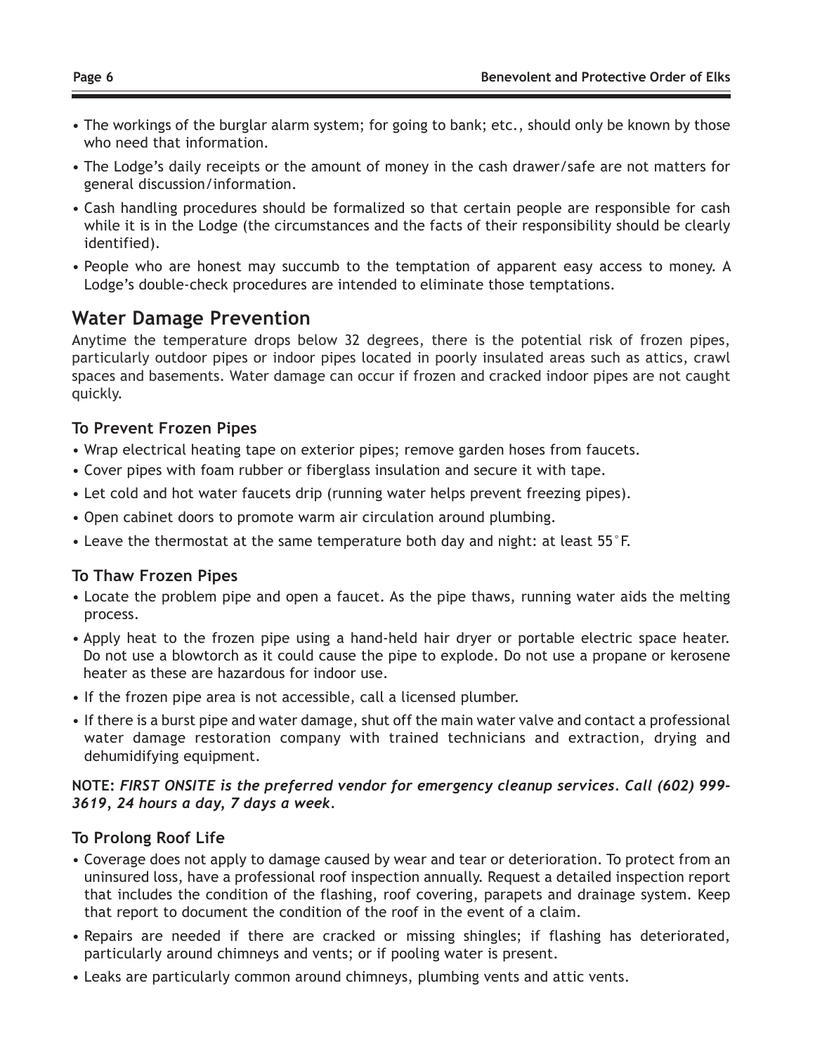- The workings of the burglar alarm system; for going to bank; etc., should only be known by those who need that information.
- The Lodge's daily receipts or the amount of money in the cash drawer/safe are not matters for general discussion/information.
- Cash handling procedures should be formalized so that certain people are responsible for cash while it is in the Lodge (the circumstances and the facts of their responsibility should be clearly identified).
- People who are honest may succumb to the temptation of apparent easy access to money. A Lodge's double-check procedures are intended to eliminate those temptations.

## Water Damage Prevention

Anytime the temperature drops below 32 degrees, there is the potential risk of frozen pipes, particularly outdoor pipes or indoor pipes located in poorly insulated areas such as attics, crawl spaces and basements. Water damage can occur if frozen and cracked indoor pipes are not caught quickly.

### To Prevent Frozen Pipes

- Wrap electrical heating tape on exterior pipes; remove garden hoses from faucets.
- Cover pipes with foam rubber or fiberglass insulation and secure it with tape.
- Let cold and hot water faucets drip (running water helps prevent freezing pipes).
- Open cabinet doors to promote warm air circulation around plumbing.
- Leave the thermostat at the same temperature both day and night: at least 55°F.

### To Thaw Frozen Pipes

- Locate the problem pipe and open a faucet. As the pipe thaws, running water aids the melting process.
- Apply heat to the frozen pipe using a hand-held hair dryer or portable electric space heater. Do not use a blowtorch as it could cause the pipe to explode. Do not use a propane or kerosene heater as these are hazardous for indoor use.
- If the frozen pipe area is not accessible, call a licensed plumber.
- If there is a burst pipe and water damage, shut off the main water valve and contact a professional water damage restoration company with trained technicians and extraction, drying and dehumidifying equipment.

**NOTE:** ***FIRST ONSITE is the preferred vendor for emergency cleanup services. Call (602) 999-3619, 24 hours a day, 7 days a week.***

### To Prolong Roof Life

- Coverage does not apply to damage caused by wear and tear or deterioration. To protect from an uninsured loss, have a professional roof inspection annually. Request a detailed inspection report that includes the condition of the flashing, roof covering, parapets and drainage system. Keep that report to document the condition of the roof in the event of a claim.
- Repairs are needed if there are cracked or missing shingles; if flashing has deteriorated, particularly around chimneys and vents; or if pooling water is present.
- Leaks are particularly common around chimneys, plumbing vents and attic vents.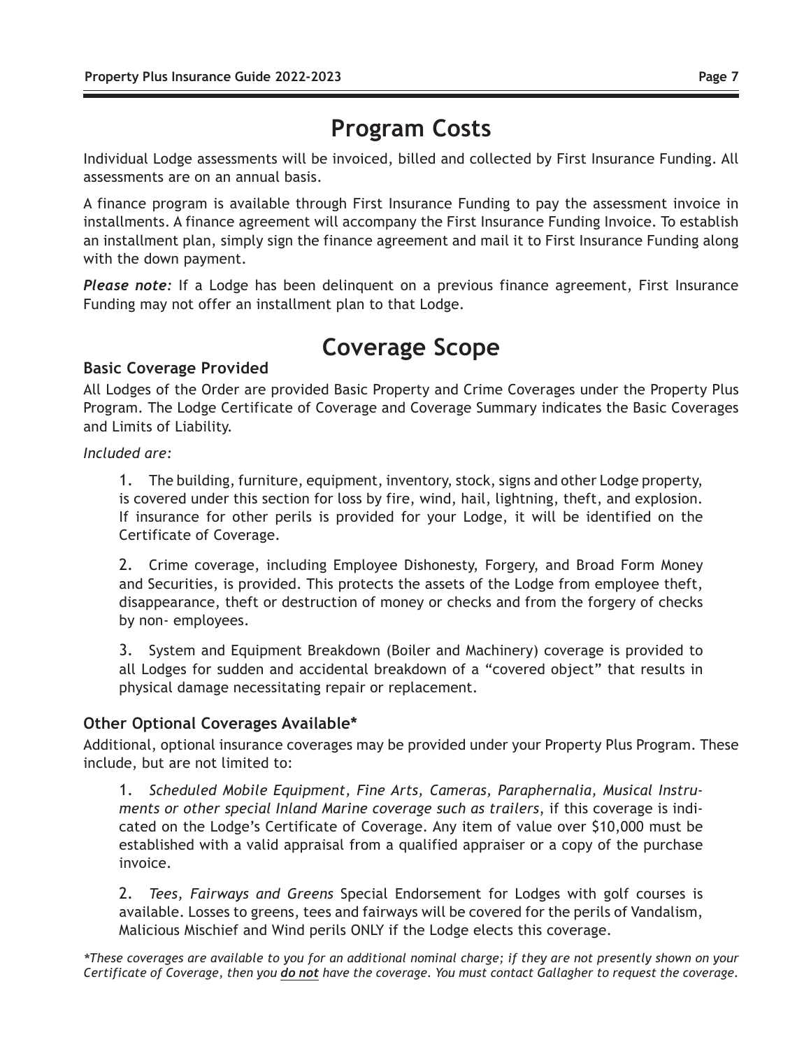# Program Costs

Individual Lodge assessments will be invoiced, billed and collected by First Insurance Funding. All assessments are on an annual basis.

A finance program is available through First Insurance Funding to pay the assessment invoice in installments. A finance agreement will accompany the First Insurance Funding Invoice. To establish an installment plan, simply sign the finance agreement and mail it to First Insurance Funding along with the down payment.

***Please note:*** If a Lodge has been delinquent on a previous finance agreement, First Insurance Funding may not offer an installment plan to that Lodge.

# Coverage Scope

### Basic Coverage Provided

All Lodges of the Order are provided Basic Property and Crime Coverages under the Property Plus Program. The Lodge Certificate of Coverage and Coverage Summary indicates the Basic Coverages and Limits of Liability.

*Included are:*

1. The building, furniture, equipment, inventory, stock, signs and other Lodge property, is covered under this section for loss by fire, wind, hail, lightning, theft, and explosion. If insurance for other perils is provided for your Lodge, it will be identified on the Certificate of Coverage.

2. Crime coverage, including Employee Dishonesty, Forgery, and Broad Form Money and Securities, is provided. This protects the assets of the Lodge from employee theft, disappearance, theft or destruction of money or checks and from the forgery of checks by non- employees.

3. System and Equipment Breakdown (Boiler and Machinery) coverage is provided to all Lodges for sudden and accidental breakdown of a "covered object" that results in physical damage necessitating repair or replacement.

### Other Optional Coverages Available*

Additional, optional insurance coverages may be provided under your Property Plus Program. These include, but are not limited to:

1. *Scheduled Mobile Equipment, Fine Arts, Cameras, Paraphernalia, Musical Instruments or other special Inland Marine coverage such as trailers*, if this coverage is indicated on the Lodge's Certificate of Coverage. Any item of value over $10,000 must be established with a valid appraisal from a qualified appraiser or a copy of the purchase invoice.

2. *Tees, Fairways and Greens* Special Endorsement for Lodges with golf courses is available. Losses to greens, tees and fairways will be covered for the perils of Vandalism, Malicious Mischief and Wind perils ONLY if the Lodge elects this coverage.

*\*These coverages are available to you for an additional nominal charge; if they are not presently shown on your Certificate of Coverage, then you **do not** have the coverage. You must contact Gallagher to request the coverage.*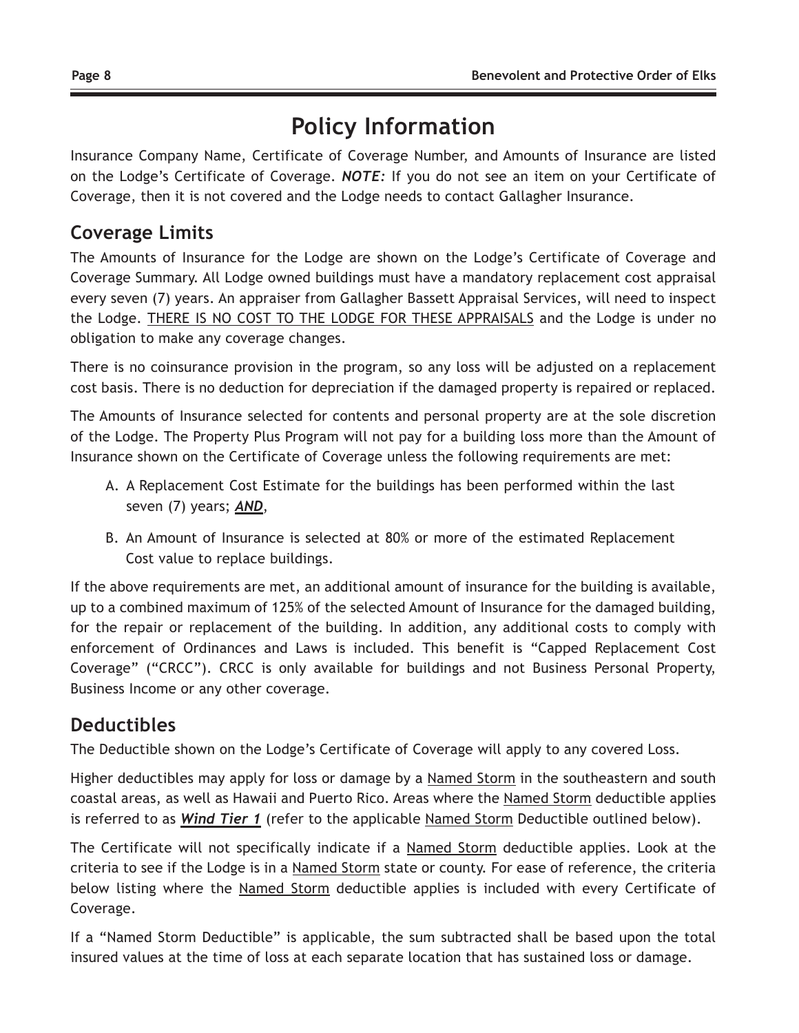# Policy Information

Insurance Company Name, Certificate of Coverage Number, and Amounts of Insurance are listed on the Lodge's Certificate of Coverage. ***NOTE:*** If you do not see an item on your Certificate of Coverage, then it is not covered and the Lodge needs to contact Gallagher Insurance.

## Coverage Limits

The Amounts of Insurance for the Lodge are shown on the Lodge's Certificate of Coverage and Coverage Summary. All Lodge owned buildings must have a mandatory replacement cost appraisal every seven (7) years. An appraiser from Gallagher Bassett Appraisal Services, will need to inspect the Lodge. <u>THERE IS NO COST TO THE LODGE FOR THESE APPRAISALS</u> and the Lodge is under no obligation to make any coverage changes.

There is no coinsurance provision in the program, so any loss will be adjusted on a replacement cost basis. There is no deduction for depreciation if the damaged property is repaired or replaced.

The Amounts of Insurance selected for contents and personal property are at the sole discretion of the Lodge. The Property Plus Program will not pay for a building loss more than the Amount of Insurance shown on the Certificate of Coverage unless the following requirements are met:

A. A Replacement Cost Estimate for the buildings has been performed within the last seven (7) years; ***<u>AND</u>***,

B. An Amount of Insurance is selected at 80% or more of the estimated Replacement Cost value to replace buildings.

If the above requirements are met, an additional amount of insurance for the building is available, up to a combined maximum of 125% of the selected Amount of Insurance for the damaged building, for the repair or replacement of the building. In addition, any additional costs to comply with enforcement of Ordinances and Laws is included. This benefit is "Capped Replacement Cost Coverage" ("CRCC"). CRCC is only available for buildings and not Business Personal Property, Business Income or any other coverage.

## Deductibles

The Deductible shown on the Lodge's Certificate of Coverage will apply to any covered Loss.

Higher deductibles may apply for loss or damage by a <u>Named Storm</u> in the southeastern and south coastal areas, as well as Hawaii and Puerto Rico. Areas where the <u>Named Storm</u> deductible applies is referred to as ***<u>Wind Tier 1</u>*** (refer to the applicable <u>Named Storm</u> Deductible outlined below).

The Certificate will not specifically indicate if a <u>Named Storm</u> deductible applies. Look at the criteria to see if the Lodge is in a <u>Named Storm</u> state or county. For ease of reference, the criteria below listing where the <u>Named Storm</u> deductible applies is included with every Certificate of Coverage.

If a "Named Storm Deductible" is applicable, the sum subtracted shall be based upon the total insured values at the time of loss at each separate location that has sustained loss or damage.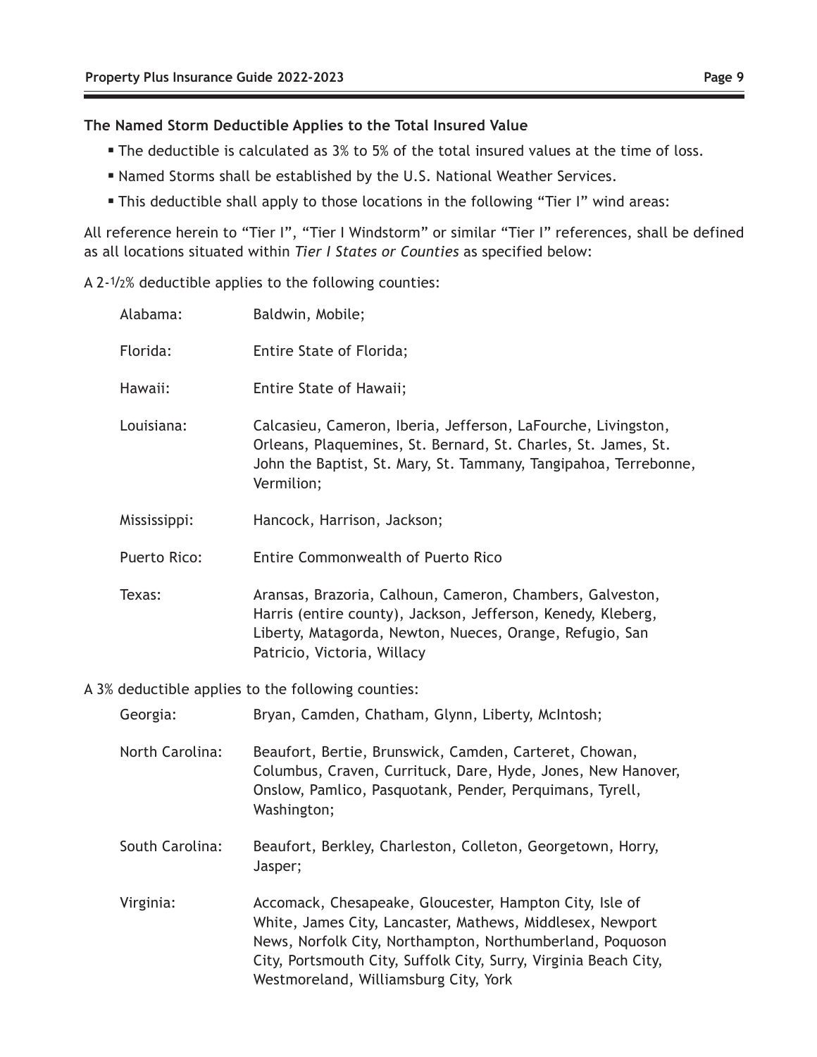**The Named Storm Deductible Applies to the Total Insured Value**

- The deductible is calculated as 3% to 5% of the total insured values at the time of loss.
- Named Storms shall be established by the U.S. National Weather Services.
- This deductible shall apply to those locations in the following "Tier I" wind areas:

All reference herein to "Tier I", "Tier I Windstorm" or similar "Tier I" references, shall be defined as all locations situated within *Tier I States or Counties* as specified below:

A 2-1/2% deductible applies to the following counties:

| | |
|---|---|
| Alabama: | Baldwin, Mobile; |
| Florida: | Entire State of Florida; |
| Hawaii: | Entire State of Hawaii; |
| Louisiana: | Calcasieu, Cameron, Iberia, Jefferson, LaFourche, Livingston, Orleans, Plaquemines, St. Bernard, St. Charles, St. James, St. John the Baptist, St. Mary, St. Tammany, Tangipahoa, Terrebonne, Vermilion; |
| Mississippi: | Hancock, Harrison, Jackson; |
| Puerto Rico: | Entire Commonwealth of Puerto Rico |
| Texas: | Aransas, Brazoria, Calhoun, Cameron, Chambers, Galveston, Harris (entire county), Jackson, Jefferson, Kenedy, Kleberg, Liberty, Matagorda, Newton, Nueces, Orange, Refugio, San Patricio, Victoria, Willacy |

A 3% deductible applies to the following counties:

| | |
|---|---|
| Georgia: | Bryan, Camden, Chatham, Glynn, Liberty, McIntosh; |
| North Carolina: | Beaufort, Bertie, Brunswick, Camden, Carteret, Chowan, Columbus, Craven, Currituck, Dare, Hyde, Jones, New Hanover, Onslow, Pamlico, Pasquotank, Pender, Perquimans, Tyrell, Washington; |
| South Carolina: | Beaufort, Berkley, Charleston, Colleton, Georgetown, Horry, Jasper; |
| Virginia: | Accomack, Chesapeake, Gloucester, Hampton City, Isle of White, James City, Lancaster, Mathews, Middlesex, Newport News, Norfolk City, Northampton, Northumberland, Poquoson City, Portsmouth City, Suffolk City, Surry, Virginia Beach City, Westmoreland, Williamsburg City, York |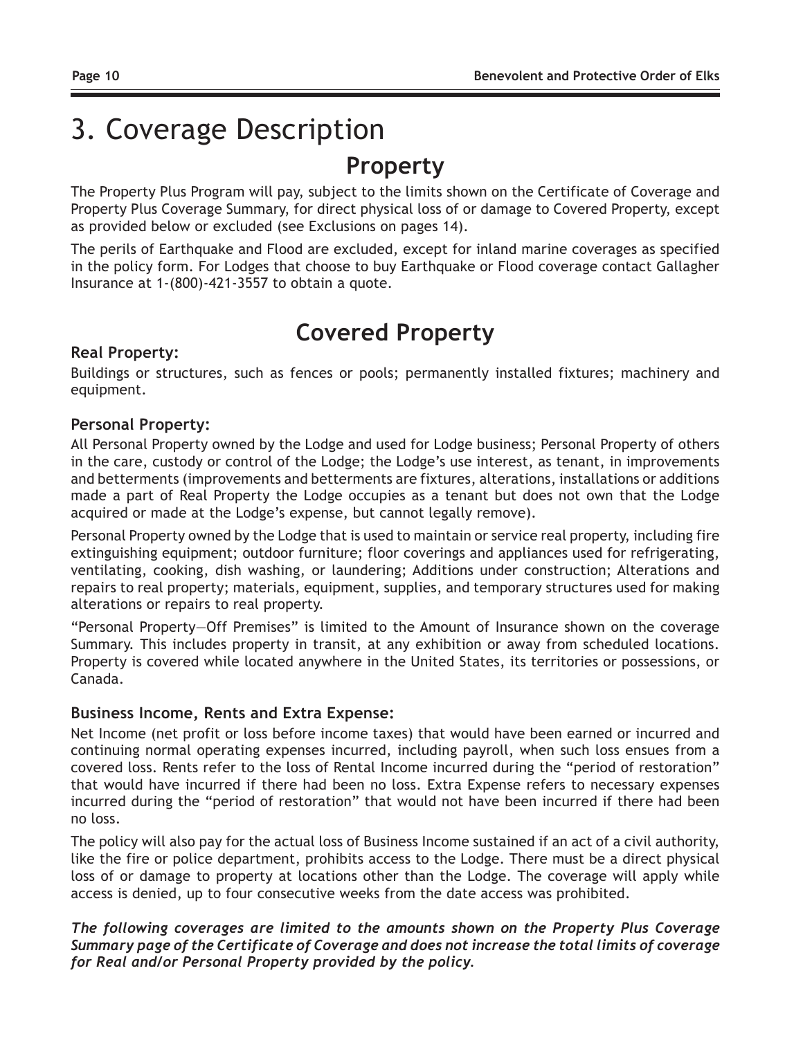# 3. Coverage Description

## Property

The Property Plus Program will pay, subject to the limits shown on the Certificate of Coverage and Property Plus Coverage Summary, for direct physical loss of or damage to Covered Property, except as provided below or excluded (see Exclusions on pages 14).

The perils of Earthquake and Flood are excluded, except for inland marine coverages as specified in the policy form. For Lodges that choose to buy Earthquake or Flood coverage contact Gallagher Insurance at 1-(800)-421-3557 to obtain a quote.

## Covered Property

### Real Property:

Buildings or structures, such as fences or pools; permanently installed fixtures; machinery and equipment.

### Personal Property:

All Personal Property owned by the Lodge and used for Lodge business; Personal Property of others in the care, custody or control of the Lodge; the Lodge's use interest, as tenant, in improvements and betterments (improvements and betterments are fixtures, alterations, installations or additions made a part of Real Property the Lodge occupies as a tenant but does not own that the Lodge acquired or made at the Lodge's expense, but cannot legally remove).

Personal Property owned by the Lodge that is used to maintain or service real property, including fire extinguishing equipment; outdoor furniture; floor coverings and appliances used for refrigerating, ventilating, cooking, dish washing, or laundering; Additions under construction; Alterations and repairs to real property; materials, equipment, supplies, and temporary structures used for making alterations or repairs to real property.

"Personal Property—Off Premises" is limited to the Amount of Insurance shown on the coverage Summary. This includes property in transit, at any exhibition or away from scheduled locations. Property is covered while located anywhere in the United States, its territories or possessions, or Canada.

### Business Income, Rents and Extra Expense:

Net Income (net profit or loss before income taxes) that would have been earned or incurred and continuing normal operating expenses incurred, including payroll, when such loss ensues from a covered loss. Rents refer to the loss of Rental Income incurred during the "period of restoration" that would have incurred if there had been no loss. Extra Expense refers to necessary expenses incurred during the "period of restoration" that would not have been incurred if there had been no loss.

The policy will also pay for the actual loss of Business Income sustained if an act of a civil authority, like the fire or police department, prohibits access to the Lodge. There must be a direct physical loss of or damage to property at locations other than the Lodge. The coverage will apply while access is denied, up to four consecutive weeks from the date access was prohibited.

***The following coverages are limited to the amounts shown on the Property Plus Coverage Summary page of the Certificate of Coverage and does not increase the total limits of coverage for Real and/or Personal Property provided by the policy.***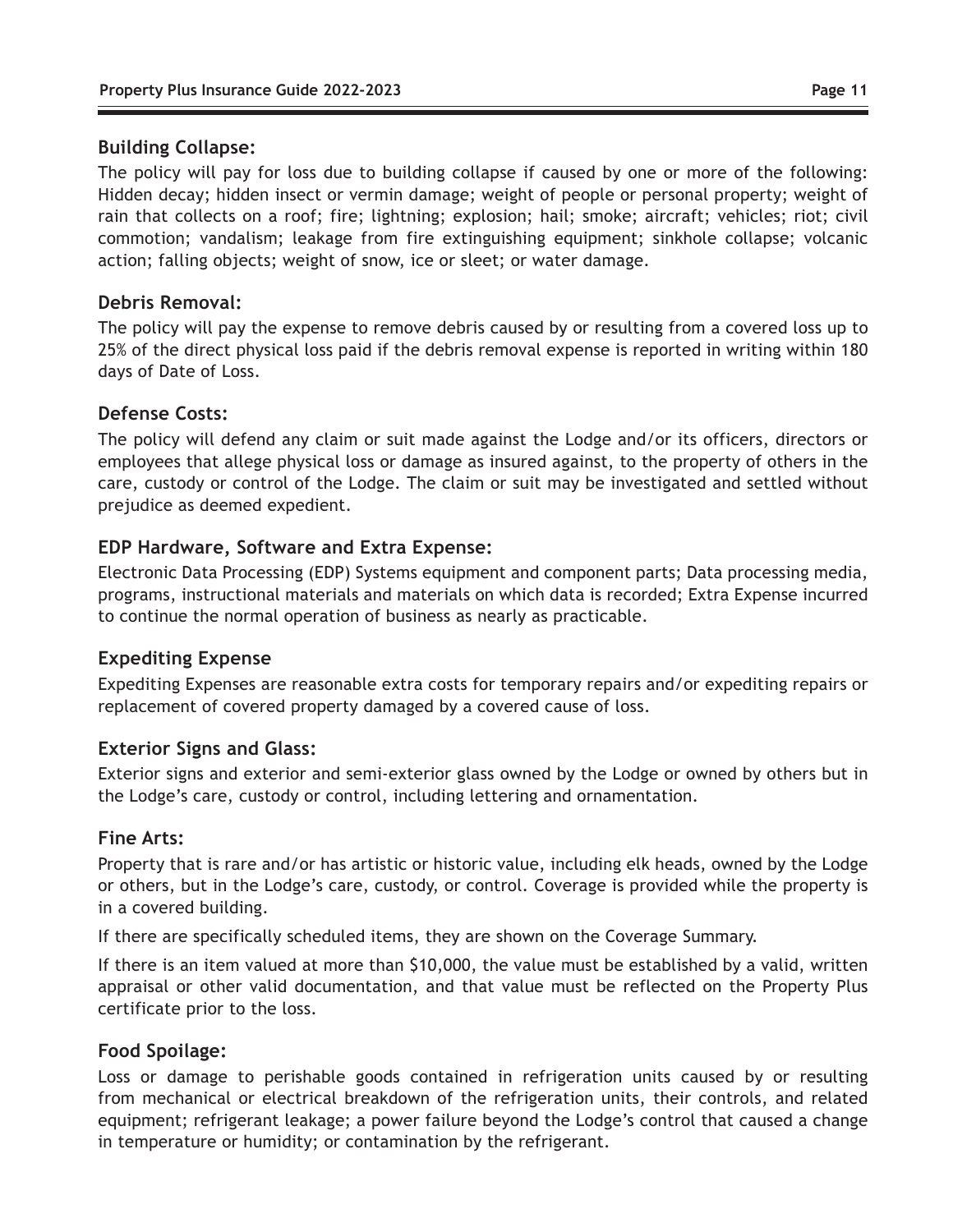## Building Collapse:

The policy will pay for loss due to building collapse if caused by one or more of the following: Hidden decay; hidden insect or vermin damage; weight of people or personal property; weight of rain that collects on a roof; fire; lightning; explosion; hail; smoke; aircraft; vehicles; riot; civil commotion; vandalism; leakage from fire extinguishing equipment; sinkhole collapse; volcanic action; falling objects; weight of snow, ice or sleet; or water damage.

## Debris Removal:

The policy will pay the expense to remove debris caused by or resulting from a covered loss up to 25% of the direct physical loss paid if the debris removal expense is reported in writing within 180 days of Date of Loss.

## Defense Costs:

The policy will defend any claim or suit made against the Lodge and/or its officers, directors or employees that allege physical loss or damage as insured against, to the property of others in the care, custody or control of the Lodge. The claim or suit may be investigated and settled without prejudice as deemed expedient.

## EDP Hardware, Software and Extra Expense:

Electronic Data Processing (EDP) Systems equipment and component parts; Data processing media, programs, instructional materials and materials on which data is recorded; Extra Expense incurred to continue the normal operation of business as nearly as practicable.

## Expediting Expense

Expediting Expenses are reasonable extra costs for temporary repairs and/or expediting repairs or replacement of covered property damaged by a covered cause of loss.

## Exterior Signs and Glass:

Exterior signs and exterior and semi-exterior glass owned by the Lodge or owned by others but in the Lodge's care, custody or control, including lettering and ornamentation.

## Fine Arts:

Property that is rare and/or has artistic or historic value, including elk heads, owned by the Lodge or others, but in the Lodge's care, custody, or control. Coverage is provided while the property is in a covered building.

If there are specifically scheduled items, they are shown on the Coverage Summary.

If there is an item valued at more than $10,000, the value must be established by a valid, written appraisal or other valid documentation, and that value must be reflected on the Property Plus certificate prior to the loss.

## Food Spoilage:

Loss or damage to perishable goods contained in refrigeration units caused by or resulting from mechanical or electrical breakdown of the refrigeration units, their controls, and related equipment; refrigerant leakage; a power failure beyond the Lodge's control that caused a change in temperature or humidity; or contamination by the refrigerant.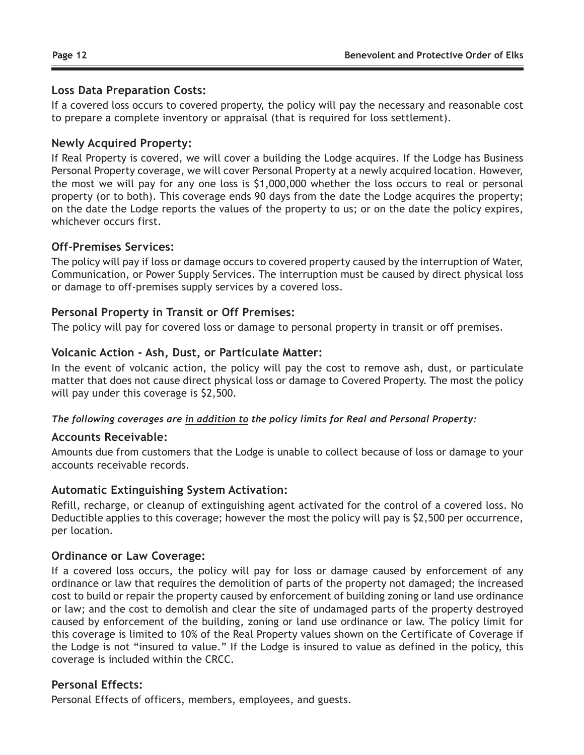### Loss Data Preparation Costs:

If a covered loss occurs to covered property, the policy will pay the necessary and reasonable cost to prepare a complete inventory or appraisal (that is required for loss settlement).

### Newly Acquired Property:

If Real Property is covered, we will cover a building the Lodge acquires. If the Lodge has Business Personal Property coverage, we will cover Personal Property at a newly acquired location. However, the most we will pay for any one loss is $1,000,000 whether the loss occurs to real or personal property (or to both). This coverage ends 90 days from the date the Lodge acquires the property; on the date the Lodge reports the values of the property to us; or on the date the policy expires, whichever occurs first.

### Off-Premises Services:

The policy will pay if loss or damage occurs to covered property caused by the interruption of Water, Communication, or Power Supply Services. The interruption must be caused by direct physical loss or damage to off-premises supply services by a covered loss.

### Personal Property in Transit or Off Premises:

The policy will pay for covered loss or damage to personal property in transit or off premises.

### Volcanic Action - Ash, Dust, or Particulate Matter:

In the event of volcanic action, the policy will pay the cost to remove ash, dust, or particulate matter that does not cause direct physical loss or damage to Covered Property. The most the policy will pay under this coverage is $2,500.

***The following coverages are <u>in addition to</u> the policy limits for Real and Personal Property:***

### Accounts Receivable:

Amounts due from customers that the Lodge is unable to collect because of loss or damage to your accounts receivable records.

### Automatic Extinguishing System Activation:

Refill, recharge, or cleanup of extinguishing agent activated for the control of a covered loss. No Deductible applies to this coverage; however the most the policy will pay is $2,500 per occurrence, per location.

### Ordinance or Law Coverage:

If a covered loss occurs, the policy will pay for loss or damage caused by enforcement of any ordinance or law that requires the demolition of parts of the property not damaged; the increased cost to build or repair the property caused by enforcement of building zoning or land use ordinance or law; and the cost to demolish and clear the site of undamaged parts of the property destroyed caused by enforcement of the building, zoning or land use ordinance or law. The policy limit for this coverage is limited to 10% of the Real Property values shown on the Certificate of Coverage if the Lodge is not "insured to value." If the Lodge is insured to value as defined in the policy, this coverage is included within the CRCC.

### Personal Effects:

Personal Effects of officers, members, employees, and guests.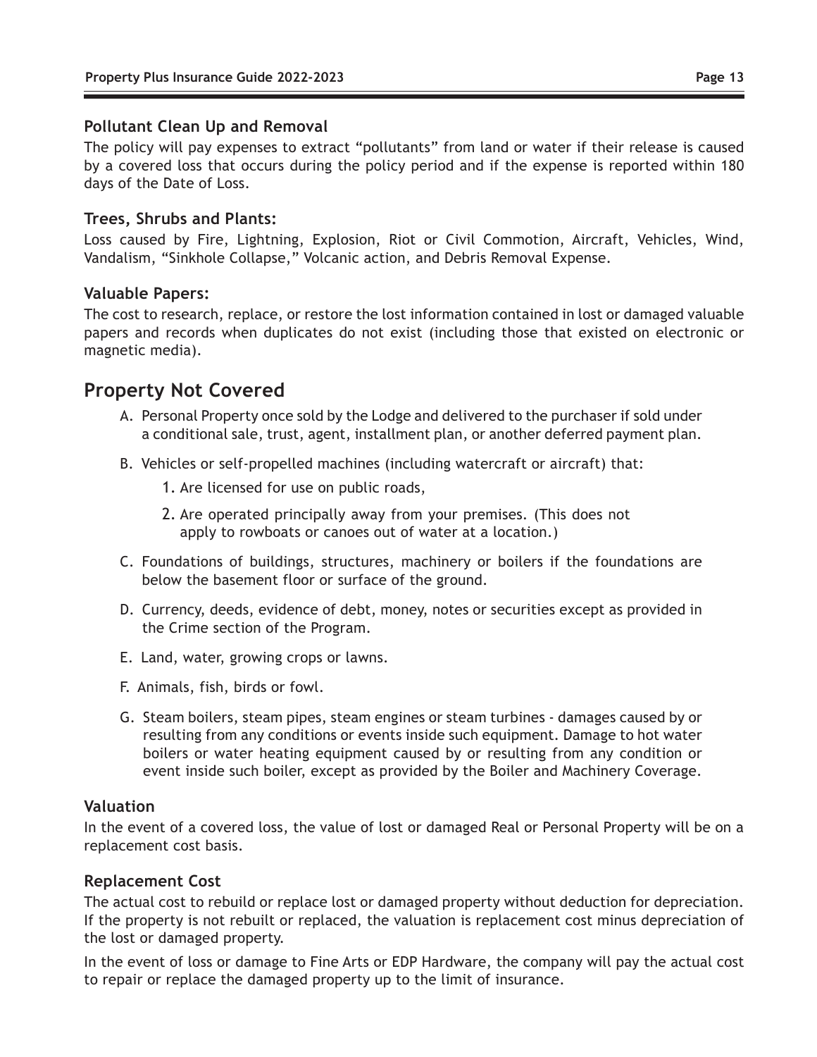### Pollutant Clean Up and Removal

The policy will pay expenses to extract “pollutants” from land or water if their release is caused by a covered loss that occurs during the policy period and if the expense is reported within 180 days of the Date of Loss.

### Trees, Shrubs and Plants:

Loss caused by Fire, Lightning, Explosion, Riot or Civil Commotion, Aircraft, Vehicles, Wind, Vandalism, “Sinkhole Collapse,” Volcanic action, and Debris Removal Expense.

### Valuable Papers:

The cost to research, replace, or restore the lost information contained in lost or damaged valuable papers and records when duplicates do not exist (including those that existed on electronic or magnetic media).

## Property Not Covered

A. Personal Property once sold by the Lodge and delivered to the purchaser if sold under a conditional sale, trust, agent, installment plan, or another deferred payment plan.

B. Vehicles or self-propelled machines (including watercraft or aircraft) that:

1. Are licensed for use on public roads,
2. Are operated principally away from your premises. (This does not apply to rowboats or canoes out of water at a location.)

C. Foundations of buildings, structures, machinery or boilers if the foundations are below the basement floor or surface of the ground.

D. Currency, deeds, evidence of debt, money, notes or securities except as provided in the Crime section of the Program.

E. Land, water, growing crops or lawns.

F. Animals, fish, birds or fowl.

G. Steam boilers, steam pipes, steam engines or steam turbines - damages caused by or resulting from any conditions or events inside such equipment. Damage to hot water boilers or water heating equipment caused by or resulting from any condition or event inside such boiler, except as provided by the Boiler and Machinery Coverage.

### Valuation

In the event of a covered loss, the value of lost or damaged Real or Personal Property will be on a replacement cost basis.

### Replacement Cost

The actual cost to rebuild or replace lost or damaged property without deduction for depreciation. If the property is not rebuilt or replaced, the valuation is replacement cost minus depreciation of the lost or damaged property.

In the event of loss or damage to Fine Arts or EDP Hardware, the company will pay the actual cost to repair or replace the damaged property up to the limit of insurance.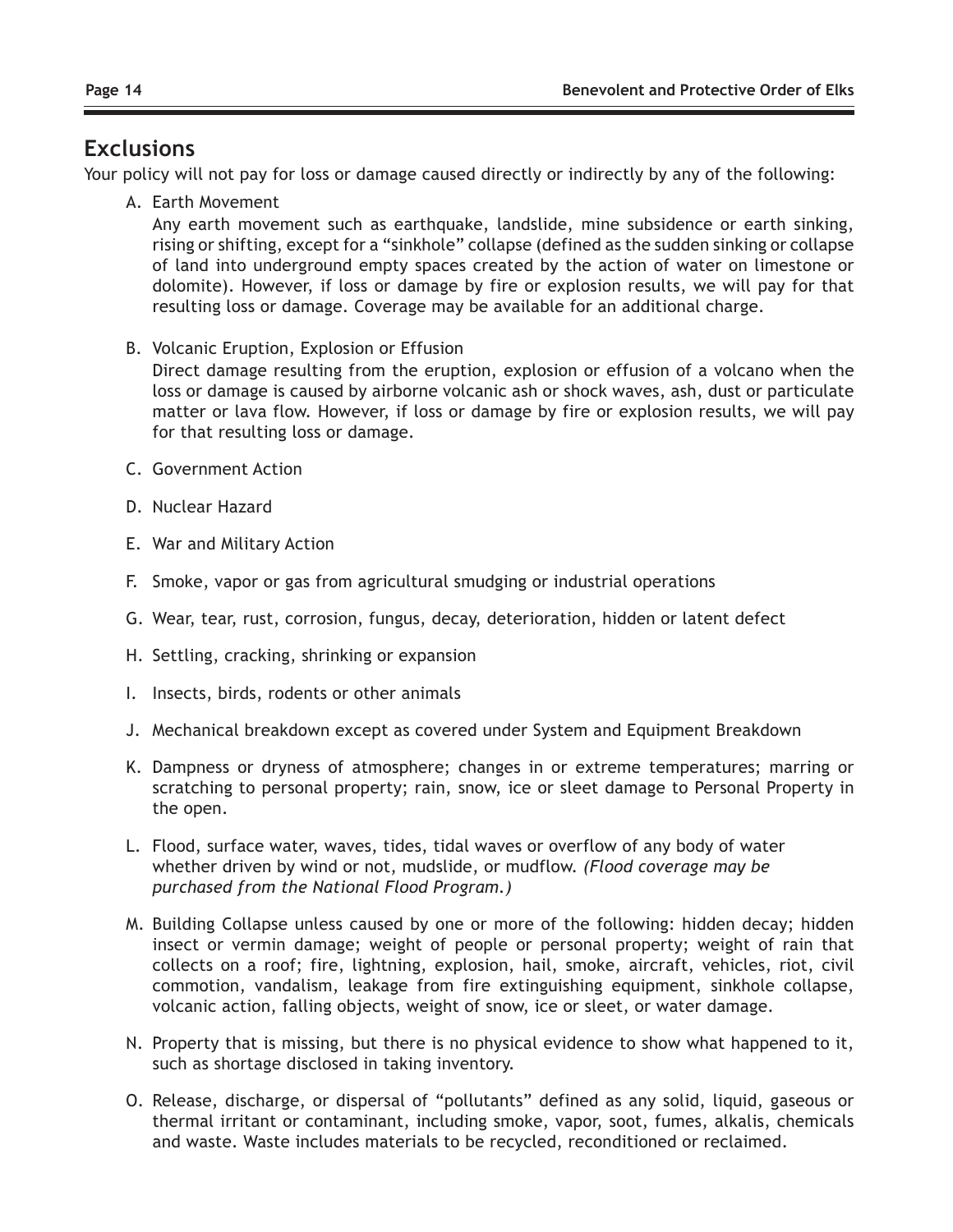## Exclusions

Your policy will not pay for loss or damage caused directly or indirectly by any of the following:

A. Earth Movement

   Any earth movement such as earthquake, landslide, mine subsidence or earth sinking, rising or shifting, except for a "sinkhole" collapse (defined as the sudden sinking or collapse of land into underground empty spaces created by the action of water on limestone or dolomite). However, if loss or damage by fire or explosion results, we will pay for that resulting loss or damage. Coverage may be available for an additional charge.

B. Volcanic Eruption, Explosion or Effusion

   Direct damage resulting from the eruption, explosion or effusion of a volcano when the loss or damage is caused by airborne volcanic ash or shock waves, ash, dust or particulate matter or lava flow. However, if loss or damage by fire or explosion results, we will pay for that resulting loss or damage.

C. Government Action

D. Nuclear Hazard

E. War and Military Action

F. Smoke, vapor or gas from agricultural smudging or industrial operations

G. Wear, tear, rust, corrosion, fungus, decay, deterioration, hidden or latent defect

H. Settling, cracking, shrinking or expansion

I. Insects, birds, rodents or other animals

J. Mechanical breakdown except as covered under System and Equipment Breakdown

K. Dampness or dryness of atmosphere; changes in or extreme temperatures; marring or scratching to personal property; rain, snow, ice or sleet damage to Personal Property in the open.

L. Flood, surface water, waves, tides, tidal waves or overflow of any body of water whether driven by wind or not, mudslide, or mudflow. *(Flood coverage may be purchased from the National Flood Program.)*

M. Building Collapse unless caused by one or more of the following: hidden decay; hidden insect or vermin damage; weight of people or personal property; weight of rain that collects on a roof; fire, lightning, explosion, hail, smoke, aircraft, vehicles, riot, civil commotion, vandalism, leakage from fire extinguishing equipment, sinkhole collapse, volcanic action, falling objects, weight of snow, ice or sleet, or water damage.

N. Property that is missing, but there is no physical evidence to show what happened to it, such as shortage disclosed in taking inventory.

O. Release, discharge, or dispersal of "pollutants" defined as any solid, liquid, gaseous or thermal irritant or contaminant, including smoke, vapor, soot, fumes, alkalis, chemicals and waste. Waste includes materials to be recycled, reconditioned or reclaimed.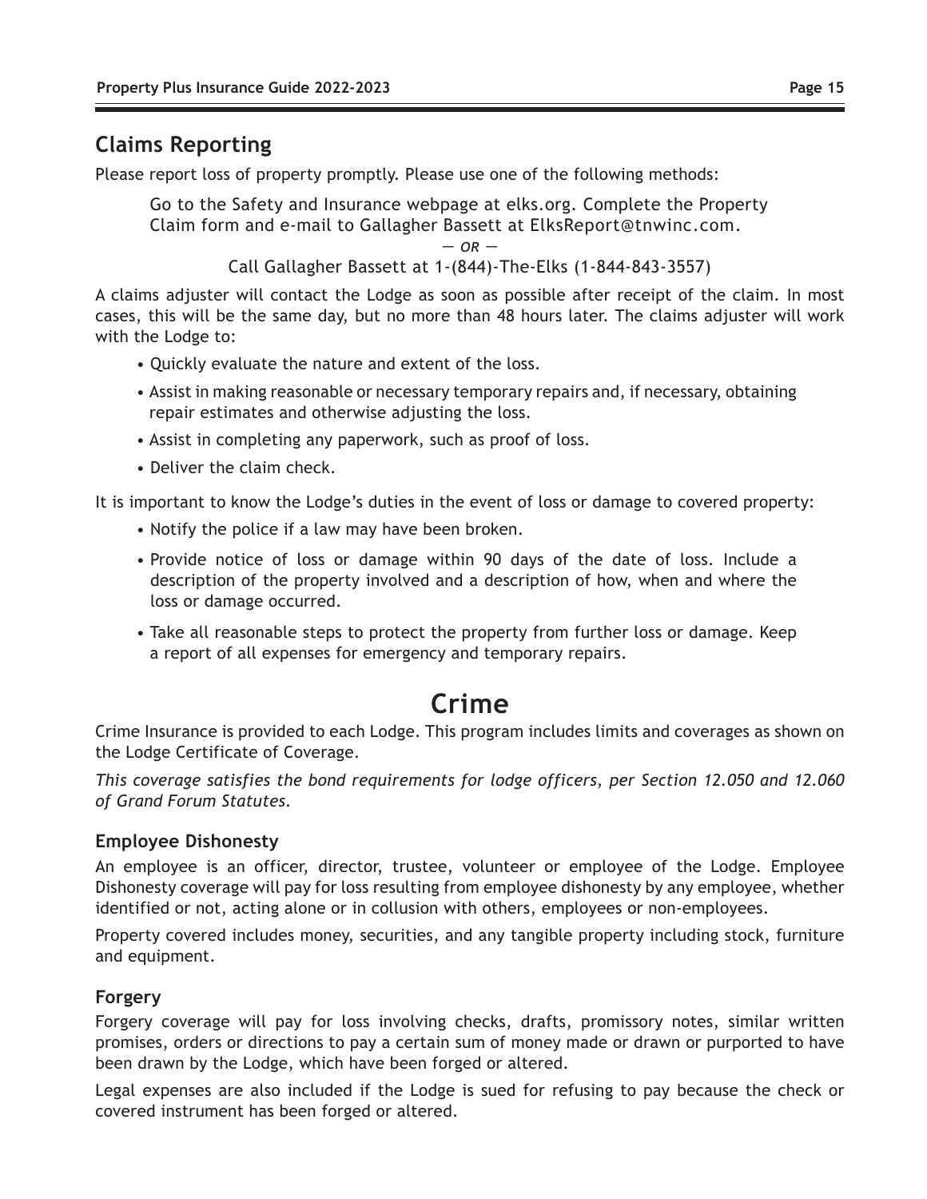## Claims Reporting

Please report loss of property promptly. Please use one of the following methods:

> Go to the Safety and Insurance webpage at elks.org. Complete the Property Claim form and e-mail to Gallagher Bassett at ElksReport@tnwinc.com.
>
> *— OR —*
>
> Call Gallagher Bassett at 1-(844)-The-Elks (1-844-843-3557)

A claims adjuster will contact the Lodge as soon as possible after receipt of the claim. In most cases, this will be the same day, but no more than 48 hours later. The claims adjuster will work with the Lodge to:

- Quickly evaluate the nature and extent of the loss.
- Assist in making reasonable or necessary temporary repairs and, if necessary, obtaining repair estimates and otherwise adjusting the loss.
- Assist in completing any paperwork, such as proof of loss.
- Deliver the claim check.

It is important to know the Lodge's duties in the event of loss or damage to covered property:

- Notify the police if a law may have been broken.
- Provide notice of loss or damage within 90 days of the date of loss. Include a description of the property involved and a description of how, when and where the loss or damage occurred.
- Take all reasonable steps to protect the property from further loss or damage. Keep a report of all expenses for emergency and temporary repairs.

# Crime

Crime Insurance is provided to each Lodge. This program includes limits and coverages as shown on the Lodge Certificate of Coverage.

*This coverage satisfies the bond requirements for lodge officers, per Section 12.050 and 12.060 of Grand Forum Statutes.*

### Employee Dishonesty

An employee is an officer, director, trustee, volunteer or employee of the Lodge. Employee Dishonesty coverage will pay for loss resulting from employee dishonesty by any employee, whether identified or not, acting alone or in collusion with others, employees or non-employees.

Property covered includes money, securities, and any tangible property including stock, furniture and equipment.

### Forgery

Forgery coverage will pay for loss involving checks, drafts, promissory notes, similar written promises, orders or directions to pay a certain sum of money made or drawn or purported to have been drawn by the Lodge, which have been forged or altered.

Legal expenses are also included if the Lodge is sued for refusing to pay because the check or covered instrument has been forged or altered.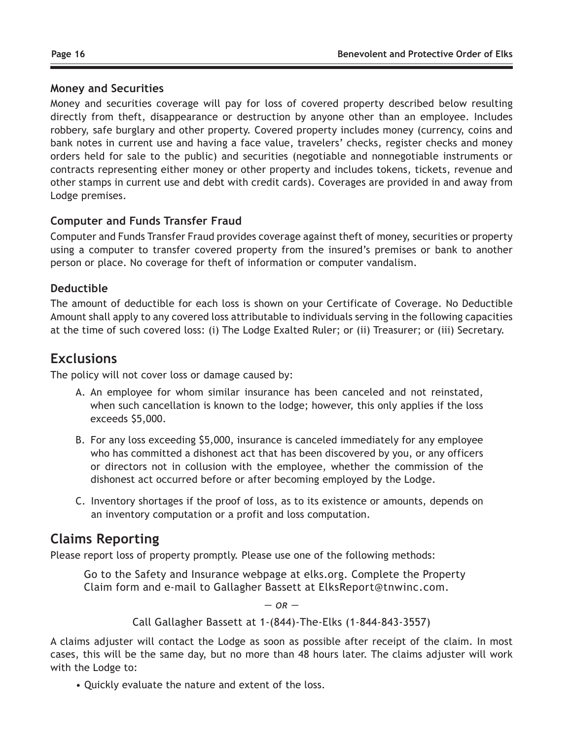### Money and Securities

Money and securities coverage will pay for loss of covered property described below resulting directly from theft, disappearance or destruction by anyone other than an employee. Includes robbery, safe burglary and other property. Covered property includes money (currency, coins and bank notes in current use and having a face value, travelers' checks, register checks and money orders held for sale to the public) and securities (negotiable and nonnegotiable instruments or contracts representing either money or other property and includes tokens, tickets, revenue and other stamps in current use and debt with credit cards). Coverages are provided in and away from Lodge premises.

### Computer and Funds Transfer Fraud

Computer and Funds Transfer Fraud provides coverage against theft of money, securities or property using a computer to transfer covered property from the insured's premises or bank to another person or place. No coverage for theft of information or computer vandalism.

### Deductible

The amount of deductible for each loss is shown on your Certificate of Coverage. No Deductible Amount shall apply to any covered loss attributable to individuals serving in the following capacities at the time of such covered loss: (i) The Lodge Exalted Ruler; or (ii) Treasurer; or (iii) Secretary.

## Exclusions

The policy will not cover loss or damage caused by:

A. An employee for whom similar insurance has been canceled and not reinstated, when such cancellation is known to the lodge; however, this only applies if the loss exceeds $5,000.

B. For any loss exceeding $5,000, insurance is canceled immediately for any employee who has committed a dishonest act that has been discovered by you, or any officers or directors not in collusion with the employee, whether the commission of the dishonest act occurred before or after becoming employed by the Lodge.

C. Inventory shortages if the proof of loss, as to its existence or amounts, depends on an inventory computation or a profit and loss computation.

## Claims Reporting

Please report loss of property promptly. Please use one of the following methods:

Go to the Safety and Insurance webpage at elks.org. Complete the Property Claim form and e-mail to Gallagher Bassett at ElksReport@tnwinc.com.

*— OR —*

Call Gallagher Bassett at 1-(844)-The-Elks (1-844-843-3557)

A claims adjuster will contact the Lodge as soon as possible after receipt of the claim. In most cases, this will be the same day, but no more than 48 hours later. The claims adjuster will work with the Lodge to:

- Quickly evaluate the nature and extent of the loss.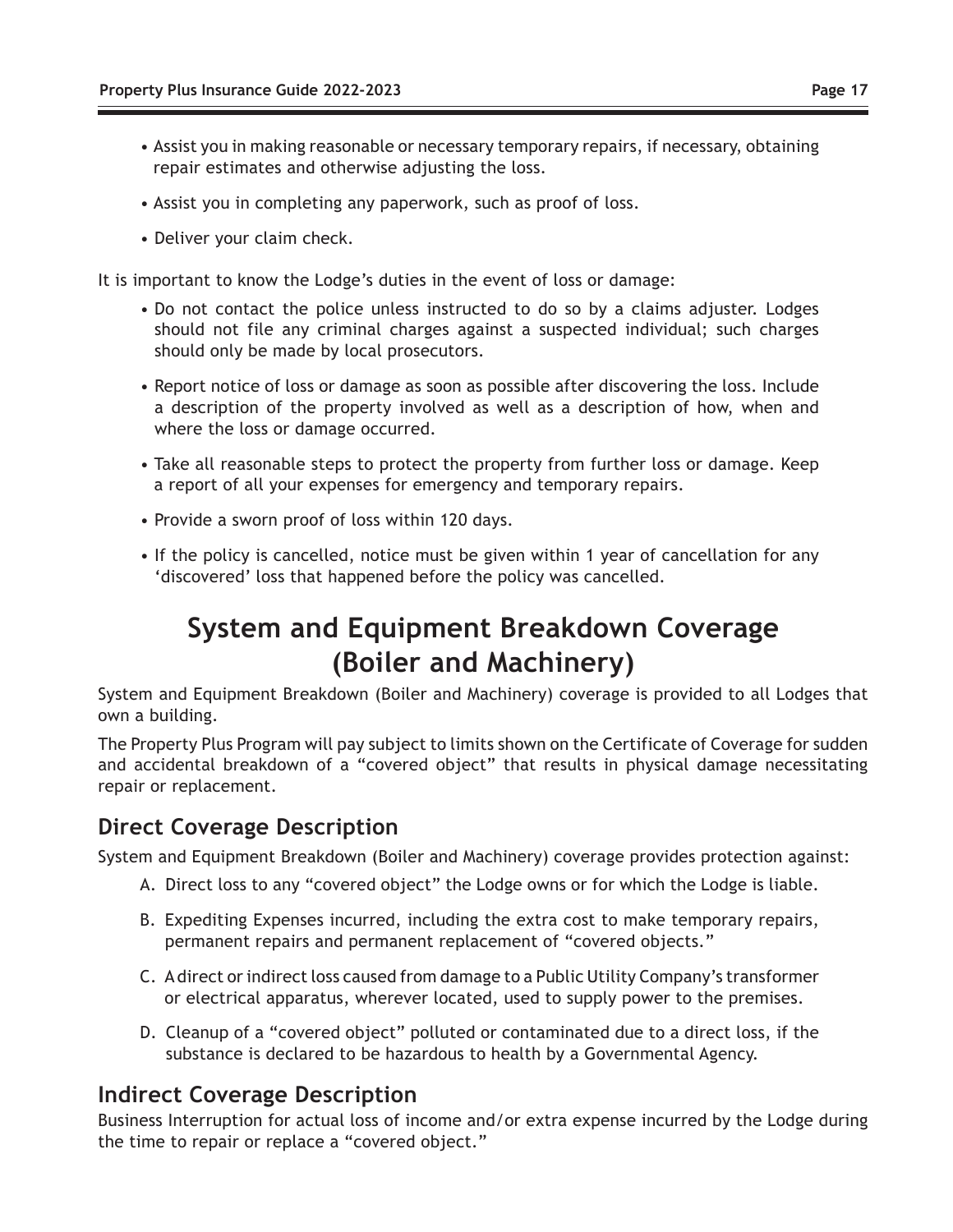- Assist you in making reasonable or necessary temporary repairs, if necessary, obtaining repair estimates and otherwise adjusting the loss.
- Assist you in completing any paperwork, such as proof of loss.
- Deliver your claim check.

It is important to know the Lodge's duties in the event of loss or damage:

- Do not contact the police unless instructed to do so by a claims adjuster. Lodges should not file any criminal charges against a suspected individual; such charges should only be made by local prosecutors.
- Report notice of loss or damage as soon as possible after discovering the loss. Include a description of the property involved as well as a description of how, when and where the loss or damage occurred.
- Take all reasonable steps to protect the property from further loss or damage. Keep a report of all your expenses for emergency and temporary repairs.
- Provide a sworn proof of loss within 120 days.
- If the policy is cancelled, notice must be given within 1 year of cancellation for any 'discovered' loss that happened before the policy was cancelled.

# System and Equipment Breakdown Coverage (Boiler and Machinery)

System and Equipment Breakdown (Boiler and Machinery) coverage is provided to all Lodges that own a building.

The Property Plus Program will pay subject to limits shown on the Certificate of Coverage for sudden and accidental breakdown of a "covered object" that results in physical damage necessitating repair or replacement.

## Direct Coverage Description

System and Equipment Breakdown (Boiler and Machinery) coverage provides protection against:

A. Direct loss to any "covered object" the Lodge owns or for which the Lodge is liable.

B. Expediting Expenses incurred, including the extra cost to make temporary repairs, permanent repairs and permanent replacement of "covered objects."

C. A direct or indirect loss caused from damage to a Public Utility Company's transformer or electrical apparatus, wherever located, used to supply power to the premises.

D. Cleanup of a "covered object" polluted or contaminated due to a direct loss, if the substance is declared to be hazardous to health by a Governmental Agency.

## Indirect Coverage Description

Business Interruption for actual loss of income and/or extra expense incurred by the Lodge during the time to repair or replace a "covered object."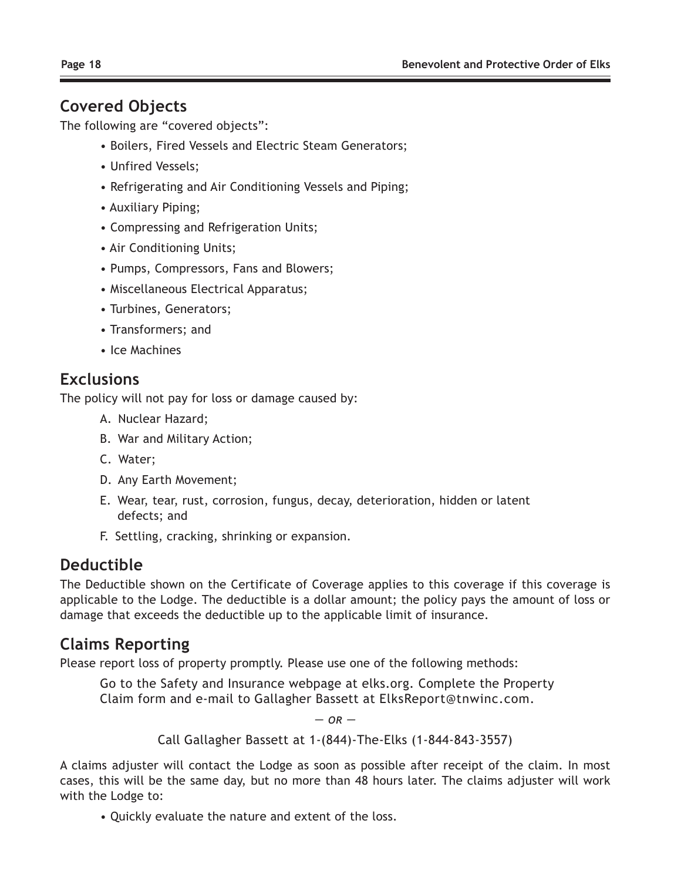## Covered Objects

The following are “covered objects”:

- Boilers, Fired Vessels and Electric Steam Generators;
- Unfired Vessels;
- Refrigerating and Air Conditioning Vessels and Piping;
- Auxiliary Piping;
- Compressing and Refrigeration Units;
- Air Conditioning Units;
- Pumps, Compressors, Fans and Blowers;
- Miscellaneous Electrical Apparatus;
- Turbines, Generators;
- Transformers; and
- Ice Machines

## Exclusions

The policy will not pay for loss or damage caused by:

A. Nuclear Hazard;

B. War and Military Action;

C. Water;

D. Any Earth Movement;

E. Wear, tear, rust, corrosion, fungus, decay, deterioration, hidden or latent defects; and

F. Settling, cracking, shrinking or expansion.

## Deductible

The Deductible shown on the Certificate of Coverage applies to this coverage if this coverage is applicable to the Lodge. The deductible is a dollar amount; the policy pays the amount of loss or damage that exceeds the deductible up to the applicable limit of insurance.

## Claims Reporting

Please report loss of property promptly. Please use one of the following methods:

Go to the Safety and Insurance webpage at elks.org. Complete the Property Claim form and e-mail to Gallagher Bassett at ElksReport@tnwinc.com.

*— OR —*

Call Gallagher Bassett at 1-(844)-The-Elks (1-844-843-3557)

A claims adjuster will contact the Lodge as soon as possible after receipt of the claim. In most cases, this will be the same day, but no more than 48 hours later. The claims adjuster will work with the Lodge to:

- Quickly evaluate the nature and extent of the loss.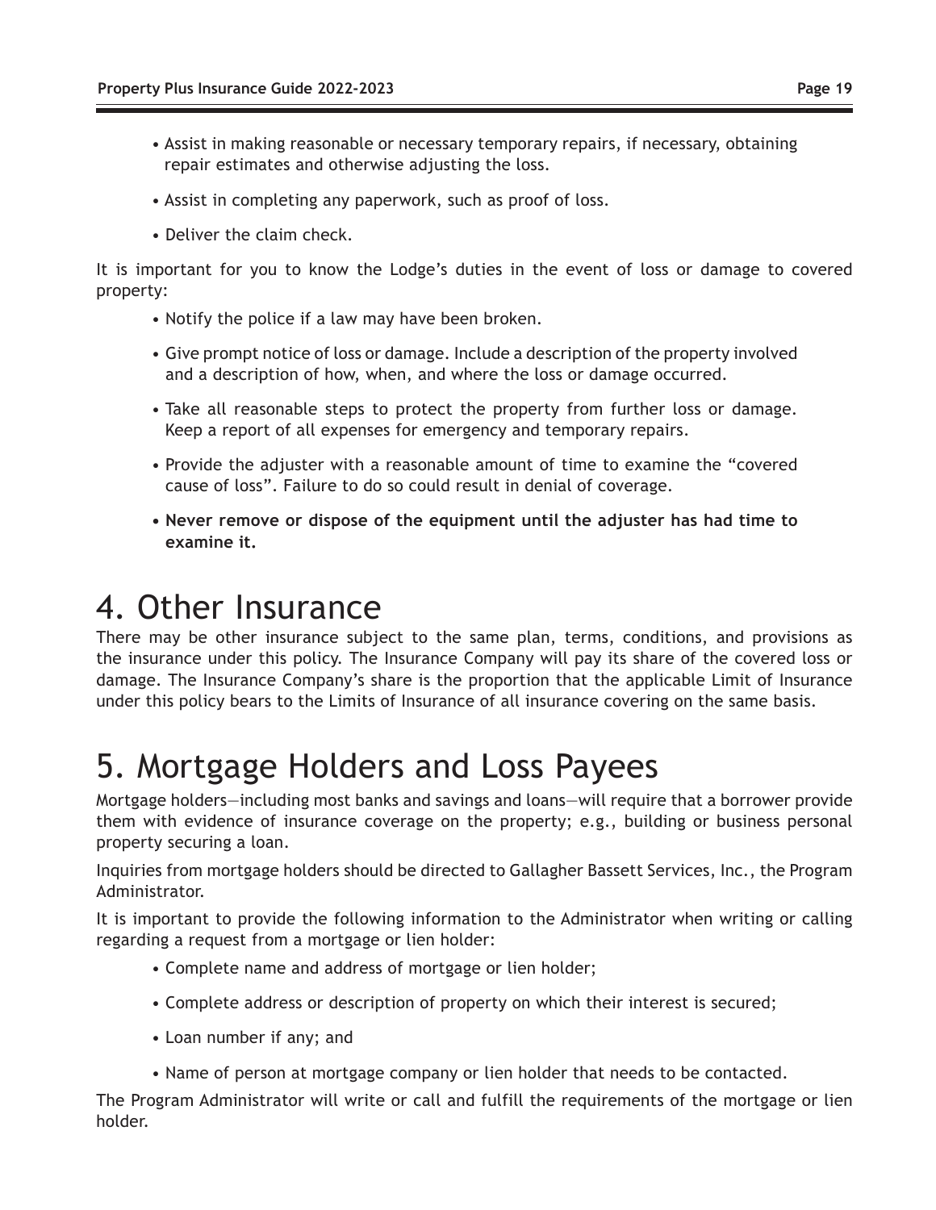- Assist in making reasonable or necessary temporary repairs, if necessary, obtaining repair estimates and otherwise adjusting the loss.
- Assist in completing any paperwork, such as proof of loss.
- Deliver the claim check.

It is important for you to know the Lodge's duties in the event of loss or damage to covered property:

- Notify the police if a law may have been broken.
- Give prompt notice of loss or damage. Include a description of the property involved and a description of how, when, and where the loss or damage occurred.
- Take all reasonable steps to protect the property from further loss or damage. Keep a report of all expenses for emergency and temporary repairs.
- Provide the adjuster with a reasonable amount of time to examine the "covered cause of loss". Failure to do so could result in denial of coverage.
- **Never remove or dispose of the equipment until the adjuster has had time to examine it.**

# 4. Other Insurance

There may be other insurance subject to the same plan, terms, conditions, and provisions as the insurance under this policy. The Insurance Company will pay its share of the covered loss or damage. The Insurance Company's share is the proportion that the applicable Limit of Insurance under this policy bears to the Limits of Insurance of all insurance covering on the same basis.

# 5. Mortgage Holders and Loss Payees

Mortgage holders—including most banks and savings and loans—will require that a borrower provide them with evidence of insurance coverage on the property; e.g., building or business personal property securing a loan.

Inquiries from mortgage holders should be directed to Gallagher Bassett Services, Inc., the Program Administrator.

It is important to provide the following information to the Administrator when writing or calling regarding a request from a mortgage or lien holder:

- Complete name and address of mortgage or lien holder;
- Complete address or description of property on which their interest is secured;
- Loan number if any; and
- Name of person at mortgage company or lien holder that needs to be contacted.

The Program Administrator will write or call and fulfill the requirements of the mortgage or lien holder.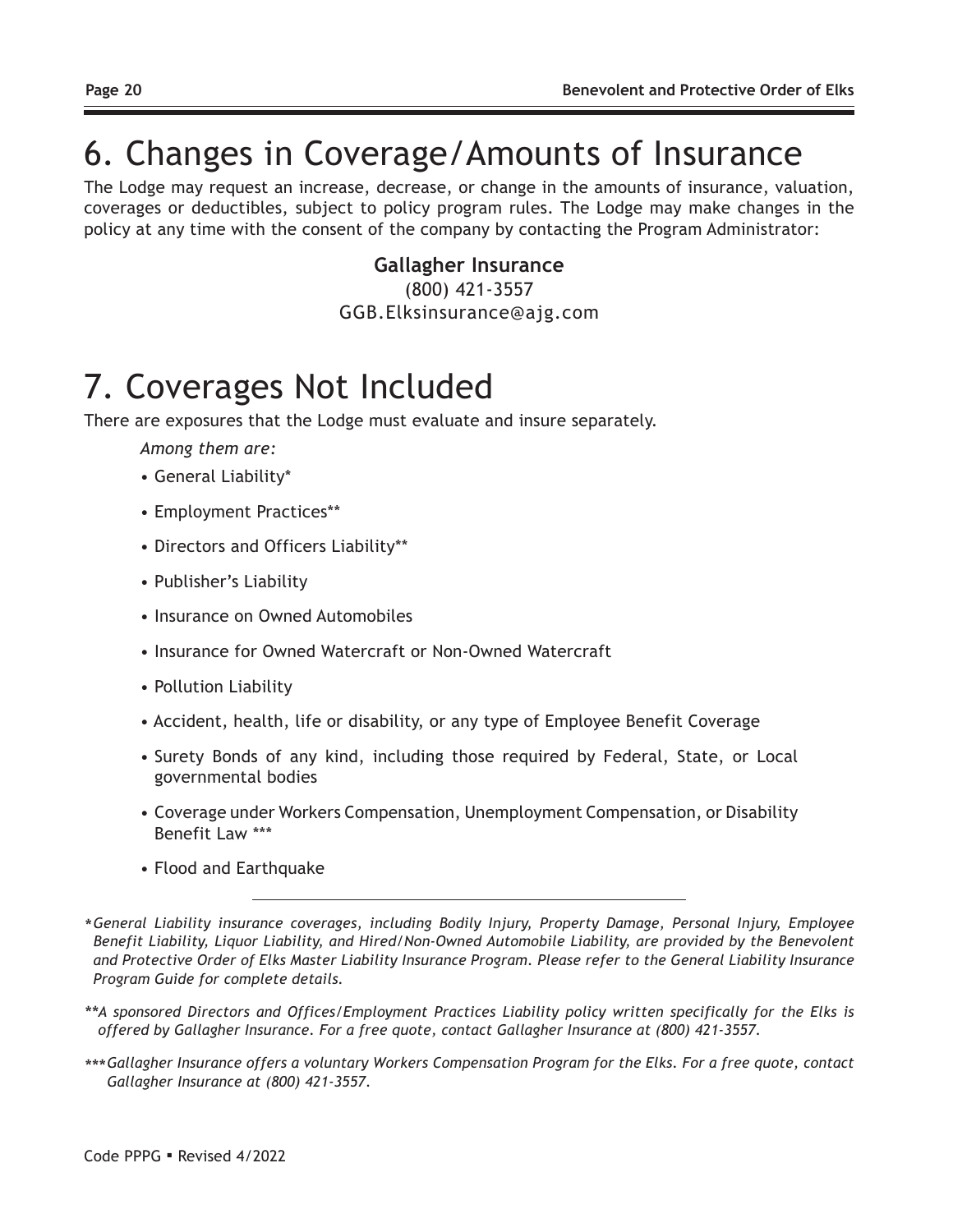# 6. Changes in Coverage/Amounts of Insurance

The Lodge may request an increase, decrease, or change in the amounts of insurance, valuation, coverages or deductibles, subject to policy program rules. The Lodge may make changes in the policy at any time with the consent of the company by contacting the Program Administrator:

**Gallagher Insurance**
(800) 421-3557
GGB.Elksinsurance@ajg.com

# 7. Coverages Not Included

There are exposures that the Lodge must evaluate and insure separately.

*Among them are:*

- General Liability*
- Employment Practices**
- Directors and Officers Liability**
- Publisher's Liability
- Insurance on Owned Automobiles
- Insurance for Owned Watercraft or Non-Owned Watercraft
- Pollution Liability
- Accident, health, life or disability, or any type of Employee Benefit Coverage
- Surety Bonds of any kind, including those required by Federal, State, or Local governmental bodies
- Coverage under Workers Compensation, Unemployment Compensation, or Disability Benefit Law ***
- Flood and Earthquake

---

**General Liability insurance coverages, including Bodily Injury, Property Damage, Personal Injury, Employee Benefit Liability, Liquor Liability, and Hired/Non-Owned Automobile Liability, are provided by the Benevolent and Protective Order of Elks Master Liability Insurance Program. Please refer to the General Liability Insurance Program Guide for complete details.*

*\*\*A sponsored Directors and Offices/Employment Practices Liability policy written specifically for the Elks is offered by Gallagher Insurance. For a free quote, contact Gallagher Insurance at (800) 421-3557.*

*\*\*\*Gallagher Insurance offers a voluntary Workers Compensation Program for the Elks. For a free quote, contact Gallagher Insurance at (800) 421-3557.*

Code PPPG ▪ Revised 4/2022